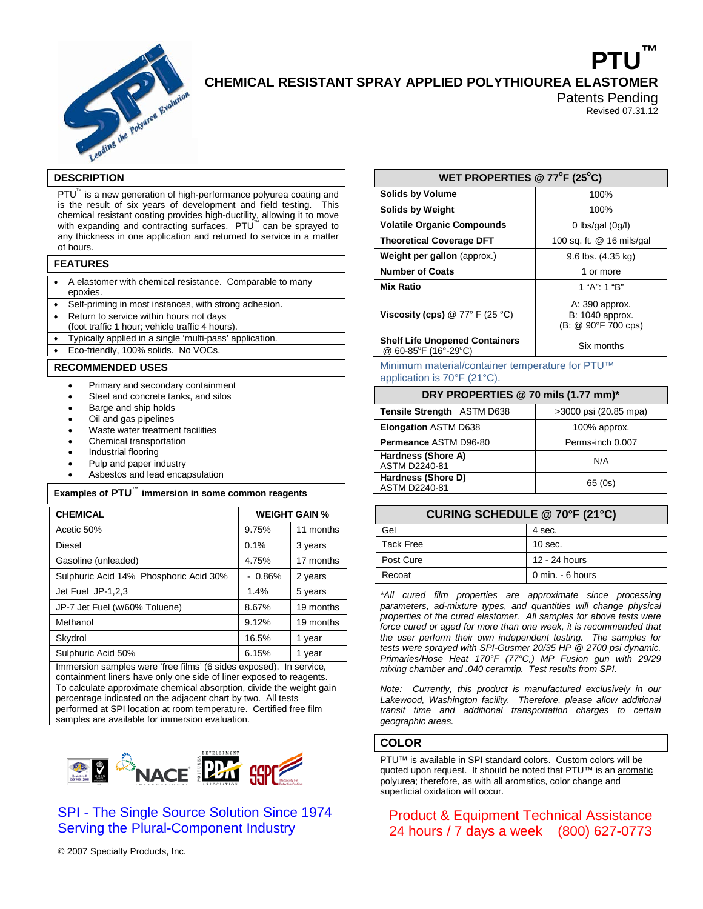# PTU™

## CHEMICAL RESISTANT SPRAY APPLIED POLYTHIOUREA ELASTOMER

Patents Pending

Revised 07.31.12

## DESCRIPTION

PTU™ is a new generation of high-performance polyurea coating and is the result of six years of development and field testing. This chemical resistant coating provides high-ductility, allowing it to move with expanding and contracting surfaces. PTU™ can be sprayed to any thickness in one application and returned to service in a matter of hours.

## FEATURES

- A elastomer with chemical resistance. Comparable to many epoxies.
- Self-priming in most instances, with strong adhesion.
- Return to service within hours not days (foot traffic 1 hour; vehicle traffic 4 hours).
- Typically applied in a single 'multi-pass' application.
- Eco-friendly, 100% solids. No VOCs.

## RECOMMENDED USES

- Primary and secondary containment
- Steel and concrete tanks, and silos
- Barge and ship holds
- Oil and gas pipelines
- Waste water treatment facilities
- Chemical transportation
- Industrial flooring
- Pulp and paper industry
- Asbestos and lead encapsulation

### Examples of PTU™ immersion in some common reagents

| CHEMICAL | WEIGHT GAIN % | |
|---|---|---|
| Acetic 50% | 9.75% | 11 months |
| Diesel | 0.1% | 3 years |
| Gasoline (unleaded) | 4.75% | 17 months |
| Sulphuric Acid 14% Phosphoric Acid 30% | - 0.86% | 2 years |
| Jet Fuel JP-1,2,3 | 1.4% | 5 years |
| JP-7 Jet Fuel (w/60% Toluene) | 8.67% | 19 months |
| Methanol | 9.12% | 19 months |
| Skydrol | 16.5% | 1 year |
| Sulphuric Acid 50% | 6.15% | 1 year |

Immersion samples were 'free films' (6 sides exposed). In service, containment liners have only one side of liner exposed to reagents. To calculate approximate chemical absorption, divide the weight gain percentage indicated on the adjacent chart by two. All tests performed at SPI location at room temperature. Certified free film samples are available for immersion evaluation.

## WET PROPERTIES @ 77°F (25°C)

| Property | Value |
|---|---|
| **Solids by Volume** | 100% |
| **Solids by Weight** | 100% |
| **Volatile Organic Compounds** | 0 lbs/gal (0g/l) |
| **Theoretical Coverage DFT** | 100 sq. ft. @ 16 mils/gal |
| **Weight per gallon** (approx.) | 9.6 lbs. (4.35 kg) |
| **Number of Coats** | 1 or more |
| **Mix Ratio** | 1 "A": 1 "B" |
| **Viscosity (cps)** @ 77° F (25 °C) | A: 390 approx.<br>B: 1040 approx.<br>(B: @ 90°F 700 cps) |
| **Shelf Life Unopened Containers** @ 60-85°F (16°-29°C) | Six months |

Minimum material/container temperature for PTU™ application is 70°F (21°C).

## DRY PROPERTIES @ 70 mils (1.77 mm)*

| Property | Value |
|---|---|
| **Tensile Strength** ASTM D638 | >3000 psi (20.85 mpa) |
| **Elongation** ASTM D638 | 100% approx. |
| **Permeance** ASTM D96-80 | Perms-inch 0.007 |
| **Hardness (Shore A)** ASTM D2240-81 | N/A |
| **Hardness (Shore D)** ASTM D2240-81 | 65 (0s) |

## CURING SCHEDULE @ 70°F (21°C)

| Stage | Time |
|---|---|
| Gel | 4 sec. |
| Tack Free | 10 sec. |
| Post Cure | 12 - 24 hours |
| Recoat | 0 min. - 6 hours |

*\*All cured film properties are approximate since processing parameters, ad-mixture types, and quantities will change physical properties of the cured elastomer. All samples for above tests were force cured or aged for more than one week, it is recommended that the user perform their own independent testing. The samples for tests were sprayed with SPI-Gusmer 20/35 HP @ 2700 psi dynamic. Primaries/Hose Heat 170°F (77°C,) MP Fusion gun with 29/29 mixing chamber and .040 ceramtip. Test results from SPI.*

*Note: Currently, this product is manufactured exclusively in our Lakewood, Washington facility. Therefore, please allow additional transit time and additional transportation charges to certain geographic areas.*

## COLOR

PTU™ is available in SPI standard colors. Custom colors will be quoted upon request. It should be noted that PTU™ is an aromatic polyurea; therefore, as with all aromatics, color change and superficial oxidation will occur.

SPI - The Single Source Solution Since 1974
Serving the Plural-Component Industry

Product & Equipment Technical Assistance
24 hours / 7 days a week (800) 627-0773

© 2007 Specialty Products, Inc.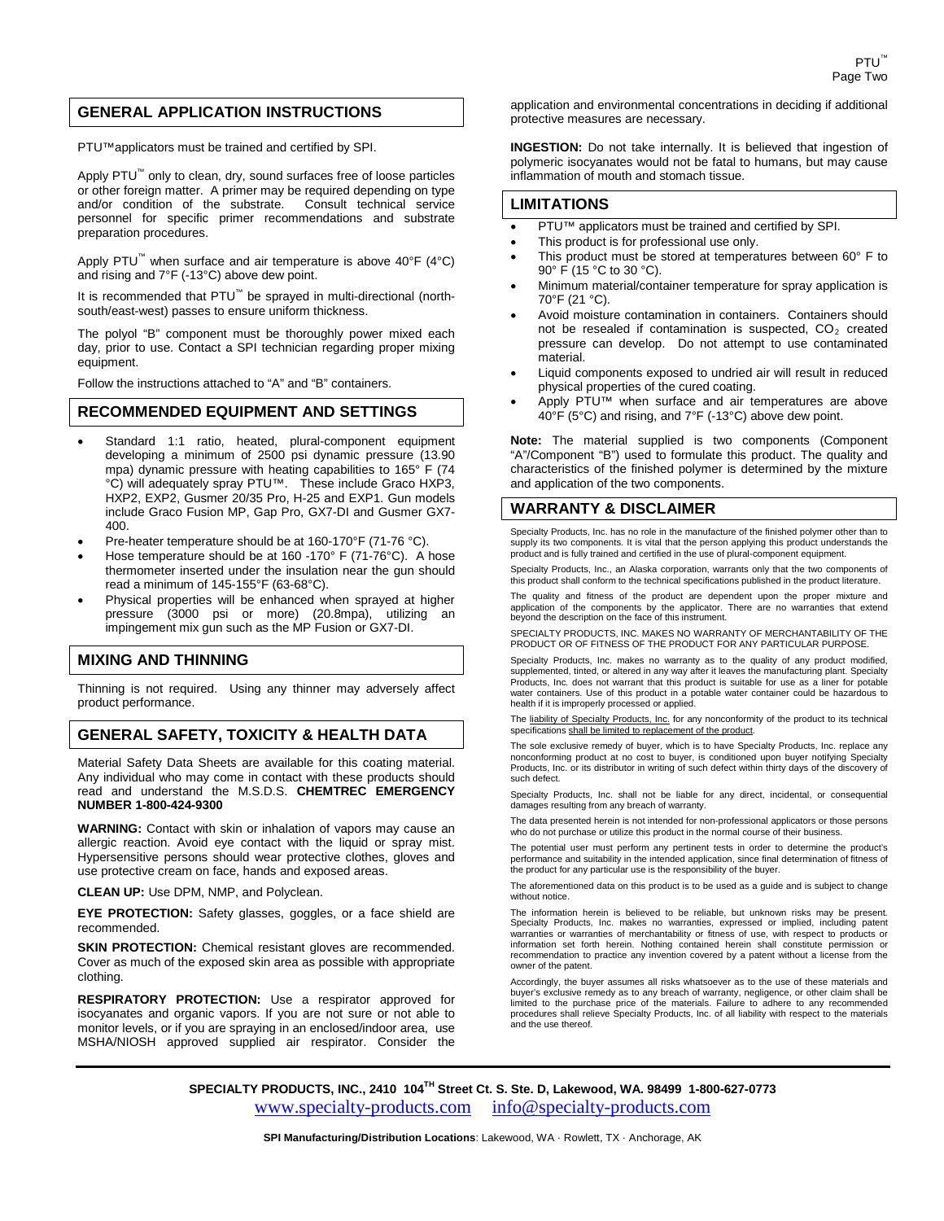## GENERAL APPLICATION INSTRUCTIONS

PTU™applicators must be trained and certified by SPI.

Apply PTU™ only to clean, dry, sound surfaces free of loose particles or other foreign matter. A primer may be required depending on type and/or condition of the substrate. Consult technical service personnel for specific primer recommendations and substrate preparation procedures.

Apply PTU™ when surface and air temperature is above 40°F (4°C) and rising and 7°F (-13°C) above dew point.

It is recommended that PTU™ be sprayed in multi-directional (north-south/east-west) passes to ensure uniform thickness.

The polyol "B" component must be thoroughly power mixed each day, prior to use. Contact a SPI technician regarding proper mixing equipment.

Follow the instructions attached to "A" and "B" containers.

## RECOMMENDED EQUIPMENT AND SETTINGS

- Standard 1:1 ratio, heated, plural-component equipment developing a minimum of 2500 psi dynamic pressure (13.90 mpa) dynamic pressure with heating capabilities to 165° F (74 °C) will adequately spray PTU™. These include Graco HXP3, HXP2, EXP2, Gusmer 20/35 Pro, H-25 and EXP1. Gun models include Graco Fusion MP, Gap Pro, GX7-DI and Gusmer GX7-400.
- Pre-heater temperature should be at 160-170°F (71-76 °C).
- Hose temperature should be at 160 -170° F (71-76°C). A hose thermometer inserted under the insulation near the gun should read a minimum of 145-155°F (63-68°C).
- Physical properties will be enhanced when sprayed at higher pressure (3000 psi or more) (20.8mpa), utilizing an impingement mix gun such as the MP Fusion or GX7-DI.

## MIXING AND THINNING

Thinning is not required. Using any thinner may adversely affect product performance.

## GENERAL SAFETY, TOXICITY & HEALTH DATA

Material Safety Data Sheets are available for this coating material. Any individual who may come in contact with these products should read and understand the M.S.D.S. **CHEMTREC EMERGENCY NUMBER 1-800-424-9300**

**WARNING:** Contact with skin or inhalation of vapors may cause an allergic reaction. Avoid eye contact with the liquid or spray mist. Hypersensitive persons should wear protective clothes, gloves and use protective cream on face, hands and exposed areas.

**CLEAN UP:** Use DPM, NMP, and Polyclean.

**EYE PROTECTION:** Safety glasses, goggles, or a face shield are recommended.

**SKIN PROTECTION:** Chemical resistant gloves are recommended. Cover as much of the exposed skin area as possible with appropriate clothing.

**RESPIRATORY PROTECTION:** Use a respirator approved for isocyanates and organic vapors. If you are not sure or not able to monitor levels, or if you are spraying in an enclosed/indoor area, use MSHA/NIOSH approved supplied air respirator. Consider the application and environmental concentrations in deciding if additional protective measures are necessary.

**INGESTION:** Do not take internally. It is believed that ingestion of polymeric isocyanates would not be fatal to humans, but may cause inflammation of mouth and stomach tissue.

## LIMITATIONS

- PTU™ applicators must be trained and certified by SPI.
- This product is for professional use only.
- This product must be stored at temperatures between 60° F to 90° F (15 °C to 30 °C).
- Minimum material/container temperature for spray application is 70°F (21 °C).
- Avoid moisture contamination in containers. Containers should not be resealed if contamination is suspected, $CO_2$ created pressure can develop. Do not attempt to use contaminated material.
- Liquid components exposed to undried air will result in reduced physical properties of the cured coating.
- Apply PTU™ when surface and air temperatures are above 40°F (5°C) and rising, and 7°F (-13°C) above dew point.

**Note:** The material supplied is two components (Component "A"/Component "B") used to formulate this product. The quality and characteristics of the finished polymer is determined by the mixture and application of the two components.

## WARRANTY & DISCLAIMER

Specialty Products, Inc. has no role in the manufacture of the finished polymer other than to supply its two components. It is vital that the person applying this product understands the product and is fully trained and certified in the use of plural-component equipment.

Specialty Products, Inc., an Alaska corporation, warrants only that the two components of this product shall conform to the technical specifications published in the product literature.

The quality and fitness of the product are dependent upon the proper mixture and application of the components by the applicator. There are no warranties that extend beyond the description on the face of this instrument.

SPECIALTY PRODUCTS, INC. MAKES NO WARRANTY OF MERCHANTABILITY OF THE PRODUCT OR OF FITNESS OF THE PRODUCT FOR ANY PARTICULAR PURPOSE.

Specialty Products, Inc. makes no warranty as to the quality of any product modified, supplemented, tinted, or altered in any way after it leaves the manufacturing plant. Specialty Products, Inc. does not warrant that this product is suitable for use as a liner for potable water containers. Use of this product in a potable water container could be hazardous to health if it is improperly processed or applied.

The liability of Specialty Products, Inc. for any nonconformity of the product to its technical specifications shall be limited to replacement of the product.

The sole exclusive remedy of buyer, which is to have Specialty Products, Inc. replace any nonconforming product at no cost to buyer, is conditioned upon buyer notifying Specialty Products, Inc. or its distributor in writing of such defect within thirty days of the discovery of such defect.

Specialty Products, Inc. shall not be liable for any direct, incidental, or consequential damages resulting from any breach of warranty.

The data presented herein is not intended for non-professional applicators or those persons who do not purchase or utilize this product in the normal course of their business.

The potential user must perform any pertinent tests in order to determine the product's performance and suitability in the intended application, since final determination of fitness of the product for any particular use is the responsibility of the buyer.

The aforementioned data on this product is to be used as a guide and is subject to change without notice.

The information herein is believed to be reliable, but unknown risks may be present. Specialty Products, Inc. makes no warranties, expressed or implied, including patent warranties or warranties of merchantability or fitness of use, with respect to products or information set forth herein. Nothing contained herein shall constitute permission or recommendation to practice any invention covered by a patent without a license from the owner of the patent.

Accordingly, the buyer assumes all risks whatsoever as to the use of these materials and buyer's exclusive remedy as to any breach of warranty, negligence, or other claim shall be limited to the purchase price of the materials. Failure to adhere to any recommended procedures shall relieve Specialty Products, Inc. of all liability with respect to the materials and the use thereof.

**SPECIALTY PRODUCTS, INC., 2410 104TH Street Ct. S. Ste. D, Lakewood, WA. 98499 1-800-627-0773**

www.specialty-products.com info@specialty-products.com

**SPI Manufacturing/Distribution Locations**: Lakewood, WA · Rowlett, TX · Anchorage, AK